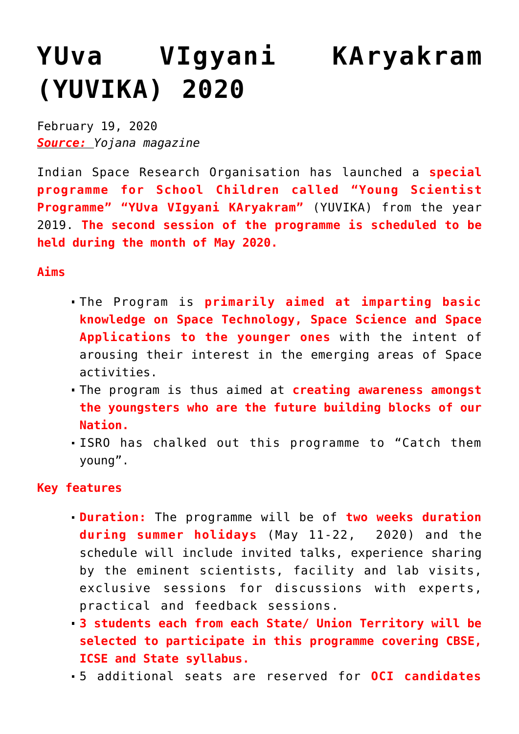# YUva VIgyani KAryakram (YUVIKA) 2020

February 19, 2020

***Source:*** *Yojana magazine*

Indian Space Research Organisation has launched a **special programme for School Children called "Young Scientist Programme" "YUva VIgyani KAryakram"** (YUVIKA) from the year 2019. **The second session of the programme is scheduled to be held during the month of May 2020.**

**Aims**

- The Program is **primarily aimed at imparting basic knowledge on Space Technology, Space Science and Space Applications to the younger ones** with the intent of arousing their interest in the emerging areas of Space activities.
- The program is thus aimed at **creating awareness amongst the youngsters who are the future building blocks of our Nation.**
- ISRO has chalked out this programme to "Catch them young".

**Key features**

- **Duration:** The programme will be of **two weeks duration during summer holidays** (May 11-22, 2020) and the schedule will include invited talks, experience sharing by the eminent scientists, facility and lab visits, exclusive sessions for discussions with experts, practical and feedback sessions.
- **3 students each from each State/ Union Territory will be selected to participate in this programme covering CBSE, ICSE and State syllabus.**
- 5 additional seats are reserved for **OCI candidates**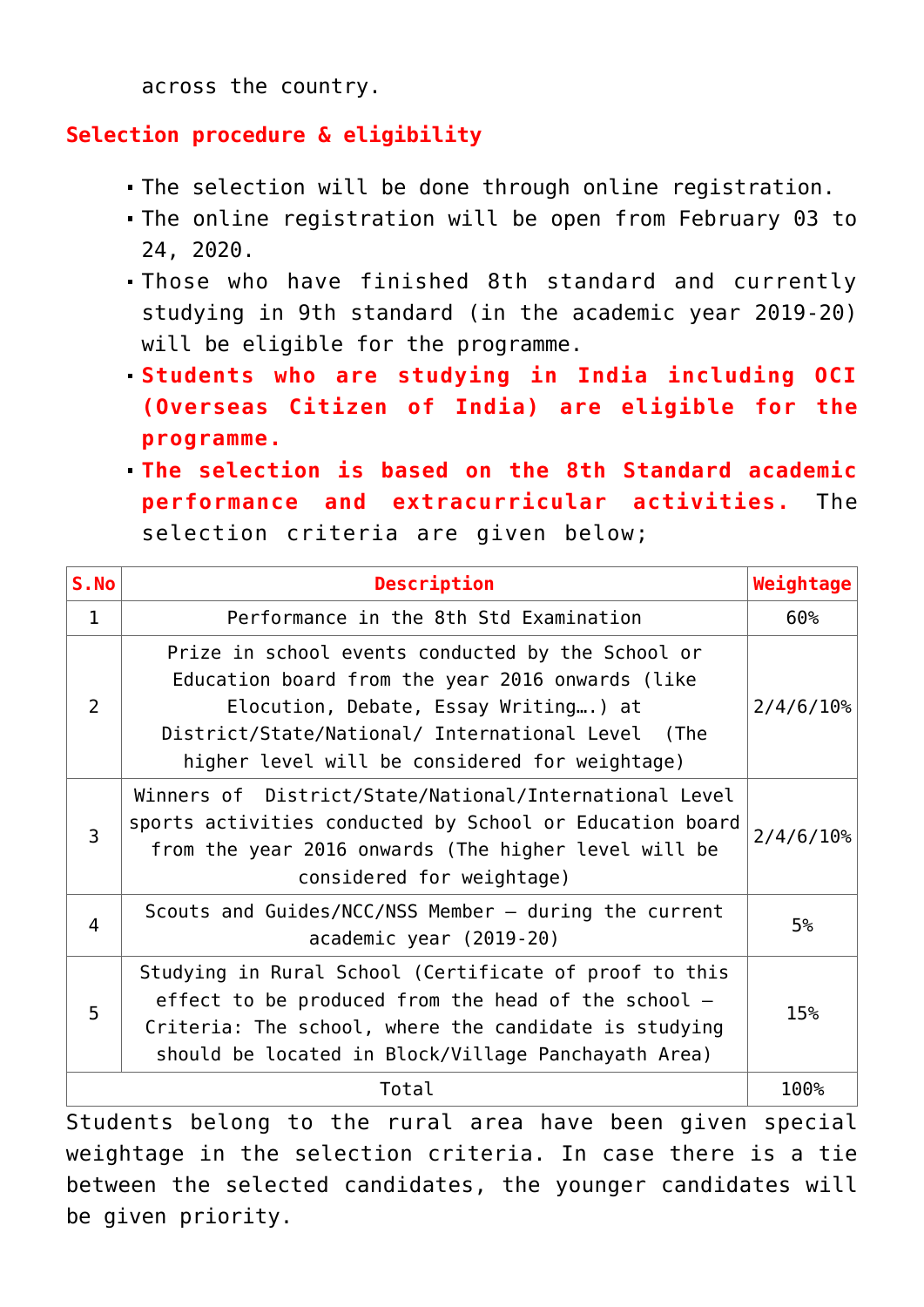across the country.

**Selection procedure & eligibility**

- The selection will be done through online registration.
- The online registration will be open from February 03 to 24, 2020.
- Those who have finished 8th standard and currently studying in 9th standard (in the academic year 2019-20) will be eligible for the programme.
- **Students who are studying in India including OCI (Overseas Citizen of India) are eligible for the programme.**
- **The selection is based on the 8th Standard academic performance and extracurricular activities.** The selection criteria are given below;

| S.No | Description | Weightage |
|---|---|---|
| 1 | Performance in the 8th Std Examination | 60% |
| 2 | Prize in school events conducted by the School or Education board from the year 2016 onwards (like Elocution, Debate, Essay Writing….) at District/State/National/ International Level (The higher level will be considered for weightage) | 2/4/6/10% |
| 3 | Winners of District/State/National/International Level sports activities conducted by School or Education board from the year 2016 onwards (The higher level will be considered for weightage) | 2/4/6/10% |
| 4 | Scouts and Guides/NCC/NSS Member – during the current academic year (2019-20) | 5% |
| 5 | Studying in Rural School (Certificate of proof to this effect to be produced from the head of the school – Criteria: The school, where the candidate is studying should be located in Block/Village Panchayath Area) | 15% |
| Total | | 100% |

Students belong to the rural area have been given special weightage in the selection criteria. In case there is a tie between the selected candidates, the younger candidates will be given priority.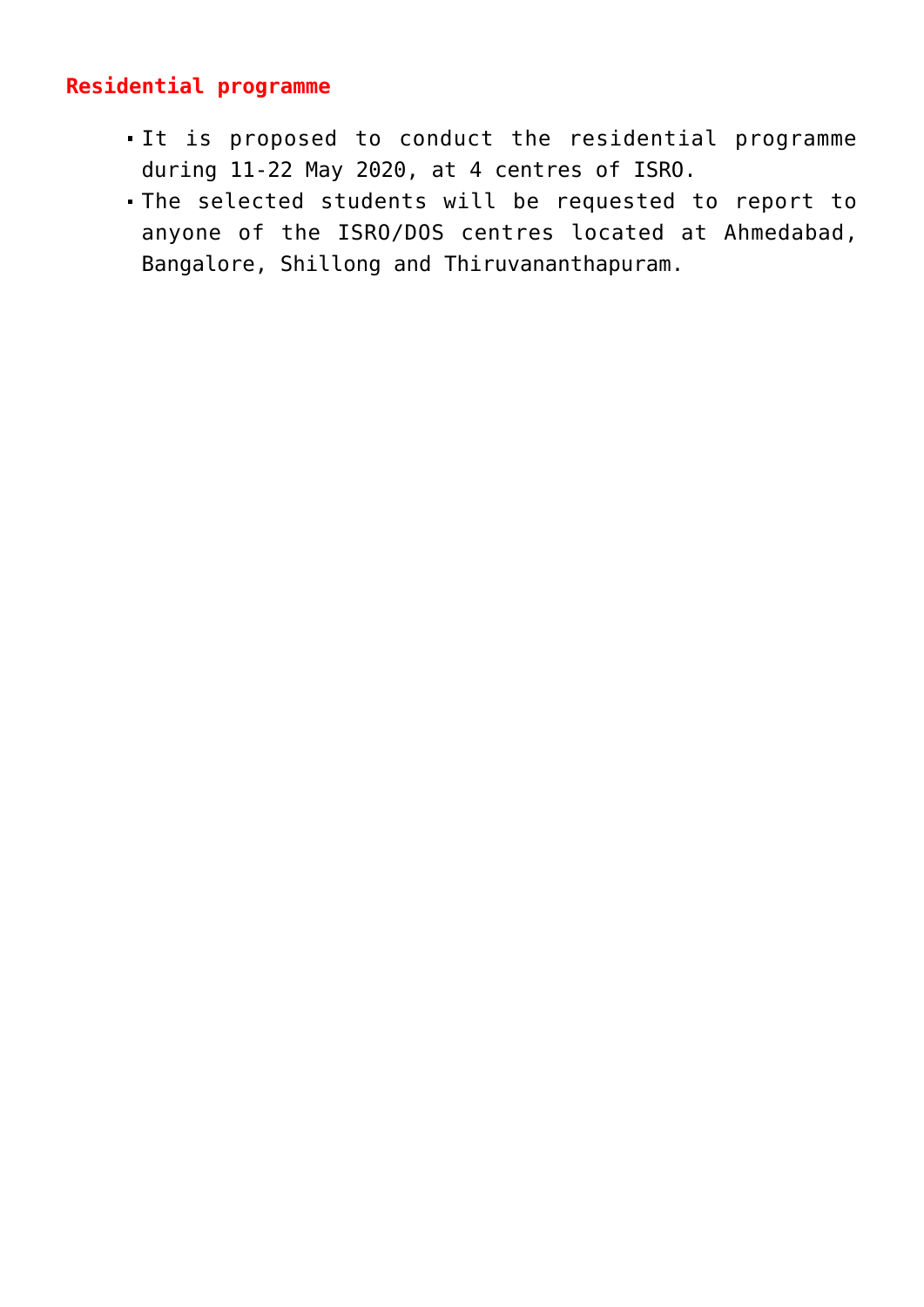## Residential programme

- It is proposed to conduct the residential programme during 11-22 May 2020, at 4 centres of ISRO.
- The selected students will be requested to report to anyone of the ISRO/DOS centres located at Ahmedabad, Bangalore, Shillong and Thiruvananthapuram.